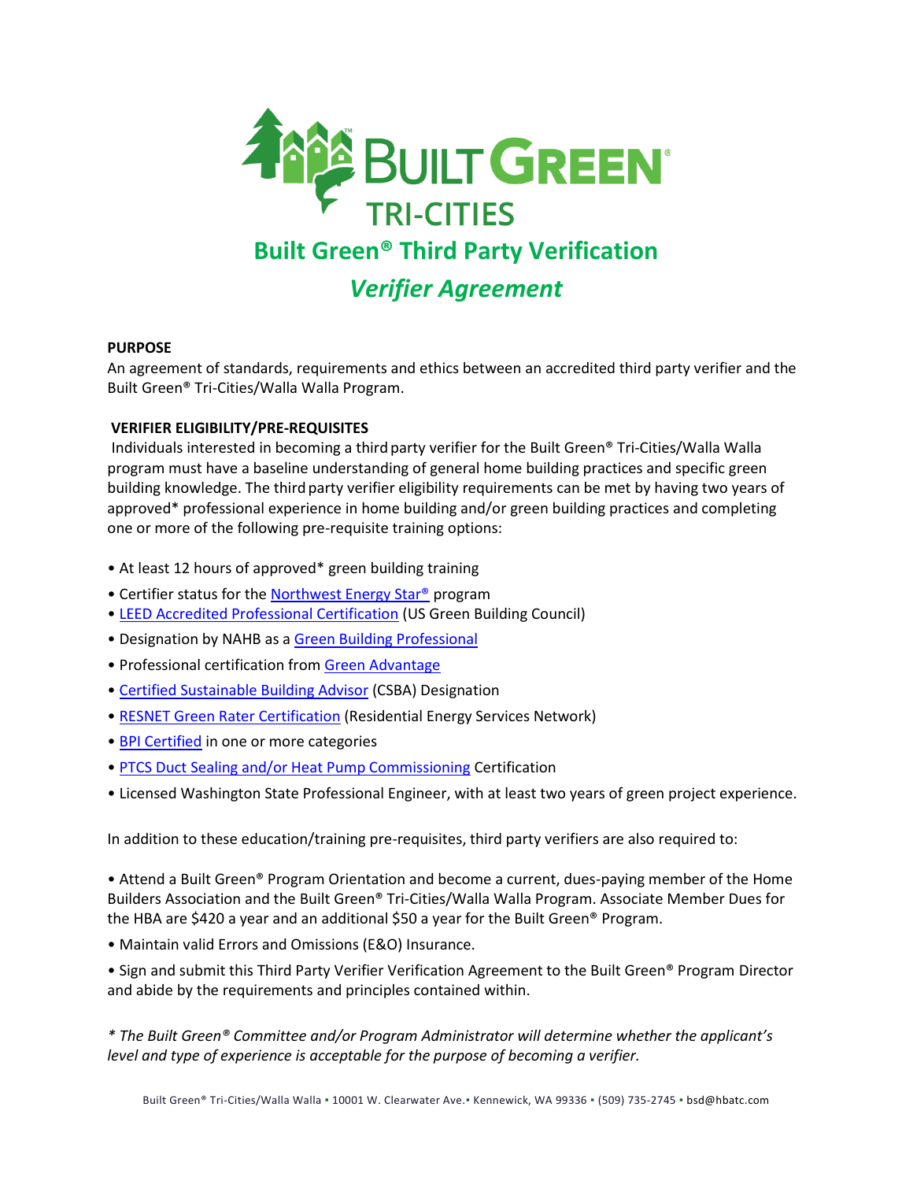# Built Green® Tri-Cities

## Built Green® Third Party Verification

### *Verifier Agreement*

**PURPOSE**

An agreement of standards, requirements and ethics between an accredited third party verifier and the Built Green® Tri-Cities/Walla Walla Program.

**VERIFIER ELIGIBILITY/PRE-REQUISITES**

Individuals interested in becoming a third party verifier for the Built Green® Tri-Cities/Walla Walla program must have a baseline understanding of general home building practices and specific green building knowledge. The third party verifier eligibility requirements can be met by having two years of approved* professional experience in home building and/or green building practices and completing one or more of the following pre-requisite training options:

- At least 12 hours of approved* green building training
- Certifier status for the Northwest Energy Star® program
- LEED Accredited Professional Certification (US Green Building Council)
- Designation by NAHB as a Green Building Professional
- Professional certification from Green Advantage
- Certified Sustainable Building Advisor (CSBA) Designation
- RESNET Green Rater Certification (Residential Energy Services Network)
- BPI Certified in one or more categories
- PTCS Duct Sealing and/or Heat Pump Commissioning Certification
- Licensed Washington State Professional Engineer, with at least two years of green project experience.

In addition to these education/training pre-requisites, third party verifiers are also required to:

- Attend a Built Green® Program Orientation and become a current, dues-paying member of the Home Builders Association and the Built Green® Tri-Cities/Walla Walla Program. Associate Member Dues for the HBA are $420 a year and an additional $50 a year for the Built Green® Program.
- Maintain valid Errors and Omissions (E&O) Insurance.
- Sign and submit this Third Party Verifier Verification Agreement to the Built Green® Program Director and abide by the requirements and principles contained within.

*\* The Built Green® Committee and/or Program Administrator will determine whether the applicant's level and type of experience is acceptable for the purpose of becoming a verifier.*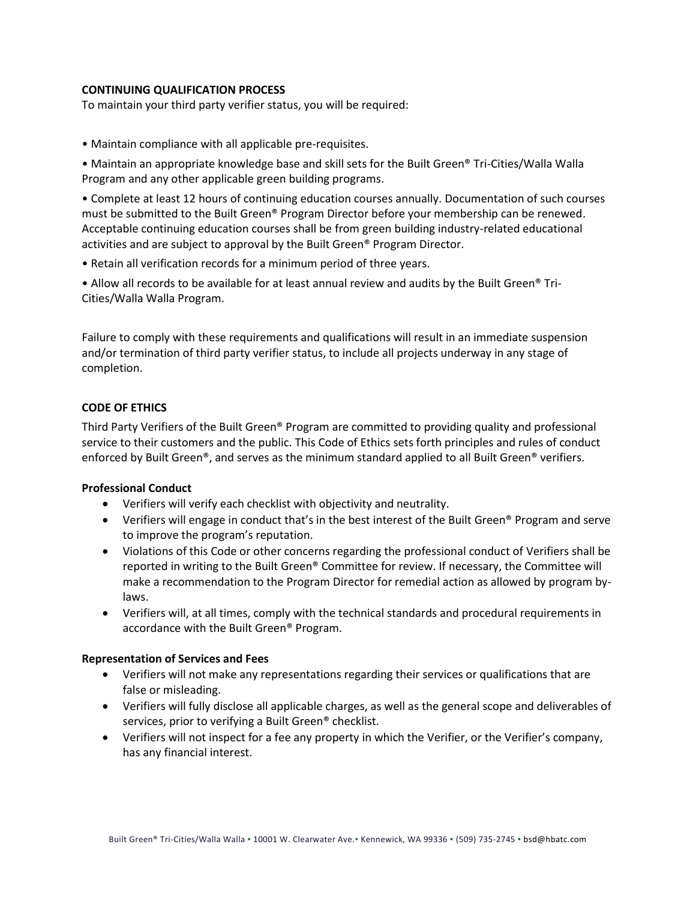**CONTINUING QUALIFICATION PROCESS**

To maintain your third party verifier status, you will be required:

- Maintain compliance with all applicable pre-requisites.
- Maintain an appropriate knowledge base and skill sets for the Built Green® Tri-Cities/Walla Walla Program and any other applicable green building programs.
- Complete at least 12 hours of continuing education courses annually. Documentation of such courses must be submitted to the Built Green® Program Director before your membership can be renewed. Acceptable continuing education courses shall be from green building industry-related educational activities and are subject to approval by the Built Green® Program Director.
- Retain all verification records for a minimum period of three years.
- Allow all records to be available for at least annual review and audits by the Built Green® Tri-Cities/Walla Walla Program.

Failure to comply with these requirements and qualifications will result in an immediate suspension and/or termination of third party verifier status, to include all projects underway in any stage of completion.

**CODE OF ETHICS**

Third Party Verifiers of the Built Green® Program are committed to providing quality and professional service to their customers and the public. This Code of Ethics sets forth principles and rules of conduct enforced by Built Green®, and serves as the minimum standard applied to all Built Green® verifiers.

**Professional Conduct**

- Verifiers will verify each checklist with objectivity and neutrality.
- Verifiers will engage in conduct that's in the best interest of the Built Green® Program and serve to improve the program's reputation.
- Violations of this Code or other concerns regarding the professional conduct of Verifiers shall be reported in writing to the Built Green® Committee for review. If necessary, the Committee will make a recommendation to the Program Director for remedial action as allowed by program by-laws.
- Verifiers will, at all times, comply with the technical standards and procedural requirements in accordance with the Built Green® Program.

**Representation of Services and Fees**

- Verifiers will not make any representations regarding their services or qualifications that are false or misleading.
- Verifiers will fully disclose all applicable charges, as well as the general scope and deliverables of services, prior to verifying a Built Green® checklist.
- Verifiers will not inspect for a fee any property in which the Verifier, or the Verifier's company, has any financial interest.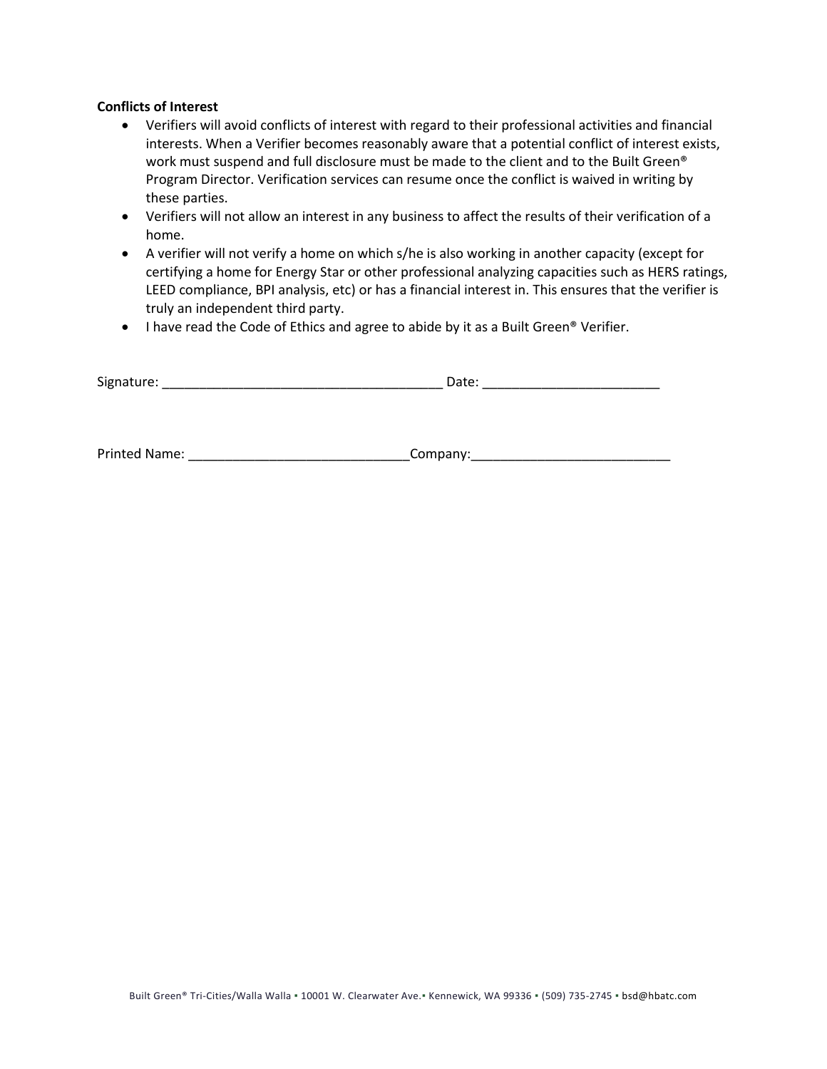**Conflicts of Interest**

- Verifiers will avoid conflicts of interest with regard to their professional activities and financial interests. When a Verifier becomes reasonably aware that a potential conflict of interest exists, work must suspend and full disclosure must be made to the client and to the Built Green® Program Director. Verification services can resume once the conflict is waived in writing by these parties.
- Verifiers will not allow an interest in any business to affect the results of their verification of a home.
- A verifier will not verify a home on which s/he is also working in another capacity (except for certifying a home for Energy Star or other professional analyzing capacities such as HERS ratings, LEED compliance, BPI analysis, etc) or has a financial interest in. This ensures that the verifier is truly an independent third party.
- I have read the Code of Ethics and agree to abide by it as a Built Green® Verifier.

Signature: ______________________________________ Date: ________________________

Printed Name: ______________________________Company:___________________________

Built Green® Tri-Cities/Walla Walla ▪ 10001 W. Clearwater Ave.▪ Kennewick, WA 99336 ▪ (509) 735-2745 ▪ bsd@hbatc.com